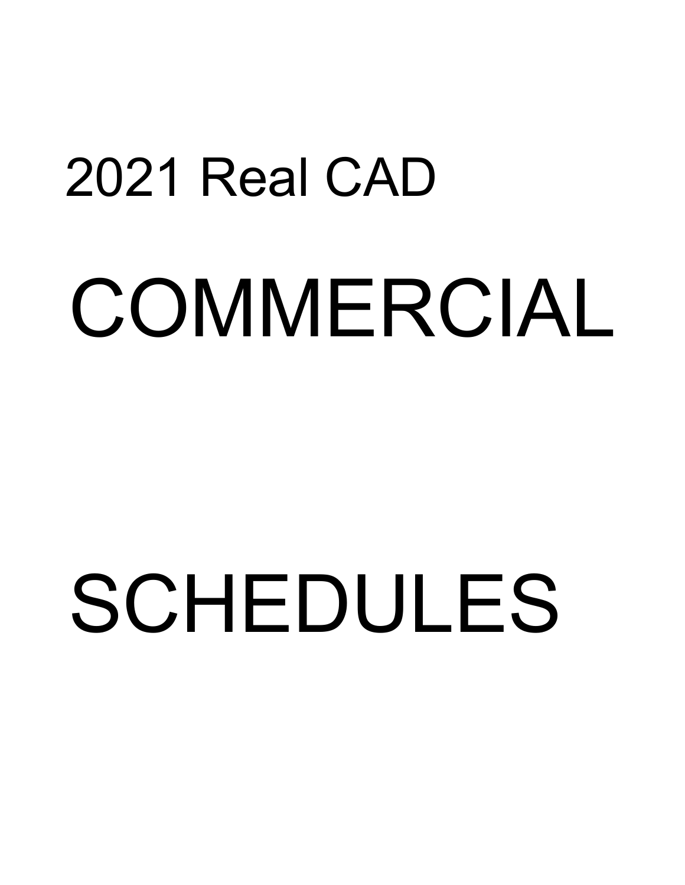# 2021 Real CAD

# COMMERCIAL

# SCHEDULES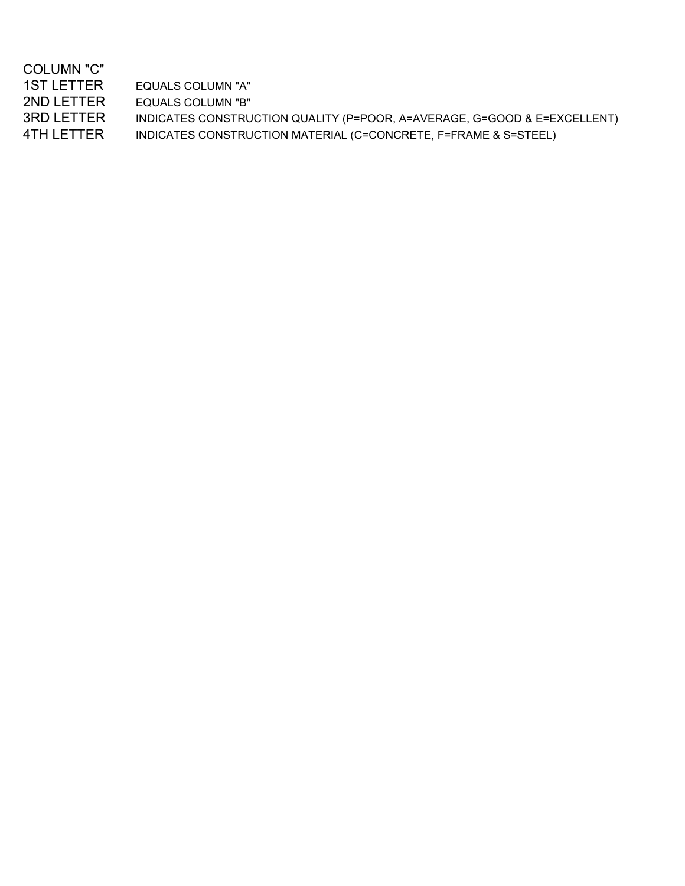COLUMN "C"

| | |
|---|---|
| 1ST LETTER | EQUALS COLUMN "A" |
| 2ND LETTER | EQUALS COLUMN "B" |
| 3RD LETTER | INDICATES CONSTRUCTION QUALITY (P=POOR, A=AVERAGE, G=GOOD & E=EXCELLENT) |
| 4TH LETTER | INDICATES CONSTRUCTION MATERIAL (C=CONCRETE, F=FRAME & S=STEEL) |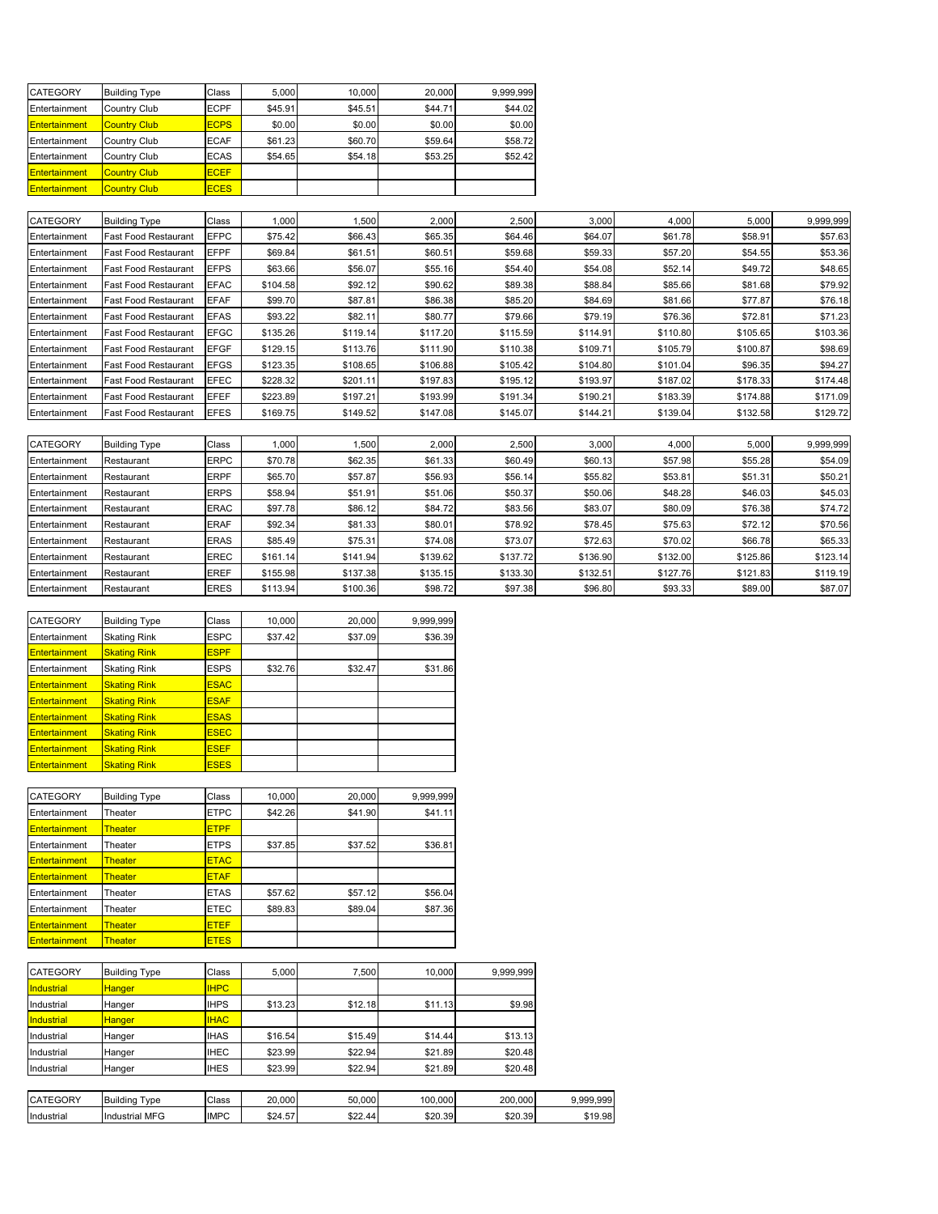| CATEGORY | Building Type | Class | 5,000 | 10,000 | 20,000 | 9,999,999 |
|---|---|---|---|---|---|---|
| Entertainment | Country Club | ECPF | $45.91 | $45.51 | $44.71 | $44.02 |
| Entertainment | Country Club | ECPS | $0.00 | $0.00 | $0.00 | $0.00 |
| Entertainment | Country Club | ECAF | $61.23 | $60.70 | $59.64 | $58.72 |
| Entertainment | Country Club | ECAS | $54.65 | $54.18 | $53.25 | $52.42 |
| Entertainment | Country Club | ECEF | | | | |
| Entertainment | Country Club | ECES | | | | |

| CATEGORY | Building Type | Class | 1,000 | 1,500 | 2,000 | 2,500 | 3,000 | 4,000 | 5,000 | 9,999,999 |
|---|---|---|---|---|---|---|---|---|---|---|
| Entertainment | Fast Food Restaurant | EFPC | $75.42 | $66.43 | $65.35 | $64.46 | $64.07 | $61.78 | $58.91 | $57.63 |
| Entertainment | Fast Food Restaurant | EFPF | $69.84 | $61.51 | $60.51 | $59.68 | $59.33 | $57.20 | $54.55 | $53.36 |
| Entertainment | Fast Food Restaurant | EFPS | $63.66 | $56.07 | $55.16 | $54.40 | $54.08 | $52.14 | $49.72 | $48.65 |
| Entertainment | Fast Food Restaurant | EFAC | $104.58 | $92.12 | $90.62 | $89.38 | $88.84 | $85.66 | $81.68 | $79.92 |
| Entertainment | Fast Food Restaurant | EFAF | $99.70 | $87.81 | $86.38 | $85.20 | $84.69 | $81.66 | $77.87 | $76.18 |
| Entertainment | Fast Food Restaurant | EFAS | $93.22 | $82.11 | $80.77 | $79.66 | $79.19 | $76.36 | $72.81 | $71.23 |
| Entertainment | Fast Food Restaurant | EFGC | $135.26 | $119.14 | $117.20 | $115.59 | $114.91 | $110.80 | $105.65 | $103.36 |
| Entertainment | Fast Food Restaurant | EFGF | $129.15 | $113.76 | $111.90 | $110.38 | $109.71 | $105.79 | $100.87 | $98.69 |
| Entertainment | Fast Food Restaurant | EFGS | $123.35 | $108.65 | $106.88 | $105.42 | $104.80 | $101.04 | $96.35 | $94.27 |
| Entertainment | Fast Food Restaurant | EFEC | $228.32 | $201.11 | $197.83 | $195.12 | $193.97 | $187.02 | $178.33 | $174.48 |
| Entertainment | Fast Food Restaurant | EFEF | $223.89 | $197.21 | $193.99 | $191.34 | $190.21 | $183.39 | $174.88 | $171.09 |
| Entertainment | Fast Food Restaurant | EFES | $169.75 | $149.52 | $147.08 | $145.07 | $144.21 | $139.04 | $132.58 | $129.72 |

| CATEGORY | Building Type | Class | 1,000 | 1,500 | 2,000 | 2,500 | 3,000 | 4,000 | 5,000 | 9,999,999 |
|---|---|---|---|---|---|---|---|---|---|---|
| Entertainment | Restaurant | ERPC | $70.78 | $62.35 | $61.33 | $60.49 | $60.13 | $57.98 | $55.28 | $54.09 |
| Entertainment | Restaurant | ERPF | $65.70 | $57.87 | $56.93 | $56.14 | $55.82 | $53.81 | $51.31 | $50.21 |
| Entertainment | Restaurant | ERPS | $58.94 | $51.91 | $51.06 | $50.37 | $50.06 | $48.28 | $46.03 | $45.03 |
| Entertainment | Restaurant | ERAC | $97.78 | $86.12 | $84.72 | $83.56 | $83.07 | $80.09 | $76.38 | $74.72 |
| Entertainment | Restaurant | ERAF | $92.34 | $81.33 | $80.01 | $78.92 | $78.45 | $75.63 | $72.12 | $70.56 |
| Entertainment | Restaurant | ERAS | $85.49 | $75.31 | $74.08 | $73.07 | $72.63 | $70.02 | $66.78 | $65.33 |
| Entertainment | Restaurant | EREC | $161.14 | $141.94 | $139.62 | $137.72 | $136.90 | $132.00 | $125.86 | $123.14 |
| Entertainment | Restaurant | EREF | $155.98 | $137.38 | $135.15 | $133.30 | $132.51 | $127.76 | $121.83 | $119.19 |
| Entertainment | Restaurant | ERES | $113.94 | $100.36 | $98.72 | $97.38 | $96.80 | $93.33 | $89.00 | $87.07 |

| CATEGORY | Building Type | Class | 10,000 | 20,000 | 9,999,999 |
|---|---|---|---|---|---|
| Entertainment | Skating Rink | ESPC | $37.42 | $37.09 | $36.39 |
| Entertainment | Skating Rink | ESPF | | | |
| Entertainment | Skating Rink | ESPS | $32.76 | $32.47 | $31.86 |
| Entertainment | Skating Rink | ESAC | | | |
| Entertainment | Skating Rink | ESAF | | | |
| Entertainment | Skating Rink | ESAS | | | |
| Entertainment | Skating Rink | ESEC | | | |
| Entertainment | Skating Rink | ESEF | | | |
| Entertainment | Skating Rink | ESES | | | |

| CATEGORY | Building Type | Class | 10,000 | 20,000 | 9,999,999 |
|---|---|---|---|---|---|
| Entertainment | Theater | ETPC | $42.26 | $41.90 | $41.11 |
| Entertainment | Theater | ETPF | | | |
| Entertainment | Theater | ETPS | $37.85 | $37.52 | $36.81 |
| Entertainment | Theater | ETAC | | | |
| Entertainment | Theater | ETAF | | | |
| Entertainment | Theater | ETAS | $57.62 | $57.12 | $56.04 |
| Entertainment | Theater | ETEC | $89.83 | $89.04 | $87.36 |
| Entertainment | Theater | ETEF | | | |
| Entertainment | Theater | ETES | | | |

| CATEGORY | Building Type | Class | 5,000 | 7,500 | 10,000 | 9,999,999 |
|---|---|---|---|---|---|---|
| Industrial | Hanger | IHPC | | | | |
| Industrial | Hanger | IHPS | $13.23 | $12.18 | $11.13 | $9.98 |
| Industrial | Hanger | IHAC | | | | |
| Industrial | Hanger | IHAS | $16.54 | $15.49 | $14.44 | $13.13 |
| Industrial | Hanger | IHEC | $23.99 | $22.94 | $21.89 | $20.48 |
| Industrial | Hanger | IHES | $23.99 | $22.94 | $21.89 | $20.48 |

| CATEGORY | Building Type | Class | 20,000 | 50,000 | 100,000 | 200,000 | 9,999,999 |
|---|---|---|---|---|---|---|---|
| Industrial | Industrial MFG | IMPC | $24.57 | $22.44 | $20.39 | $20.39 | $19.98 |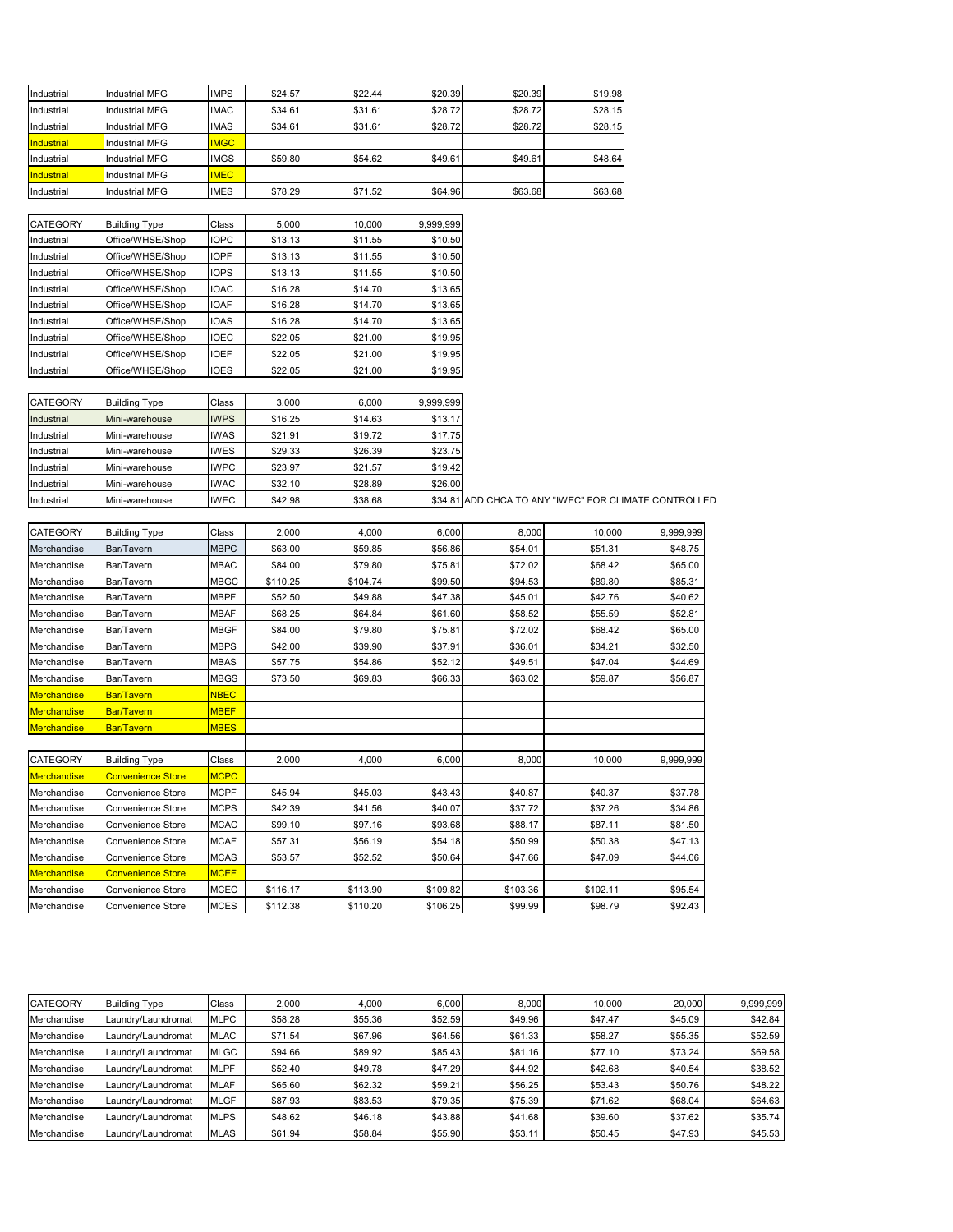| | | | | | | | |
|---|---|---|---|---|---|---|---|
| Industrial | Industrial MFG | IMPS | $24.57 | $22.44 | $20.39 | $20.39 | $19.98 |
| Industrial | Industrial MFG | IMAC | $34.61 | $31.61 | $28.72 | $28.72 | $28.15 |
| Industrial | Industrial MFG | IMAS | $34.61 | $31.61 | $28.72 | $28.72 | $28.15 |
| Industrial | Industrial MFG | IMGC | | | | | |
| Industrial | Industrial MFG | IMGS | $59.80 | $54.62 | $49.61 | $49.61 | $48.64 |
| Industrial | Industrial MFG | IMEC | | | | | |
| Industrial | Industrial MFG | IMES | $78.29 | $71.52 | $64.96 | $63.68 | $63.68 |

| CATEGORY | Building Type | Class | 5,000 | 10,000 | 9,999,999 |
|---|---|---|---|---|---|
| Industrial | Office/WHSE/Shop | IOPC | $13.13 | $11.55 | $10.50 |
| Industrial | Office/WHSE/Shop | IOPF | $13.13 | $11.55 | $10.50 |
| Industrial | Office/WHSE/Shop | IOPS | $13.13 | $11.55 | $10.50 |
| Industrial | Office/WHSE/Shop | IOAC | $16.28 | $14.70 | $13.65 |
| Industrial | Office/WHSE/Shop | IOAF | $16.28 | $14.70 | $13.65 |
| Industrial | Office/WHSE/Shop | IOAS | $16.28 | $14.70 | $13.65 |
| Industrial | Office/WHSE/Shop | IOEC | $22.05 | $21.00 | $19.95 |
| Industrial | Office/WHSE/Shop | IOEF | $22.05 | $21.00 | $19.95 |
| Industrial | Office/WHSE/Shop | IOES | $22.05 | $21.00 | $19.95 |

| CATEGORY | Building Type | Class | 3,000 | 6,000 | 9,999,999 | |
|---|---|---|---|---|---|---|
| Industrial | Mini-warehouse | IWPS | $16.25 | $14.63 | $13.17 | |
| Industrial | Mini-warehouse | IWAS | $21.91 | $19.72 | $17.75 | |
| Industrial | Mini-warehouse | IWES | $29.33 | $26.39 | $23.75 | |
| Industrial | Mini-warehouse | IWPC | $23.97 | $21.57 | $19.42 | |
| Industrial | Mini-warehouse | IWAC | $32.10 | $28.89 | $26.00 | |
| Industrial | Mini-warehouse | IWEC | $42.98 | $38.68 | $34.81 | ADD CHCA TO ANY "IWEC" FOR CLIMATE CONTROLLED |

| CATEGORY | Building Type | Class | 2,000 | 4,000 | 6,000 | 8,000 | 10,000 | 9,999,999 |
|---|---|---|---|---|---|---|---|---|
| Merchandise | Bar/Tavern | MBPC | $63.00 | $59.85 | $56.86 | $54.01 | $51.31 | $48.75 |
| Merchandise | Bar/Tavern | MBAC | $84.00 | $79.80 | $75.81 | $72.02 | $68.42 | $65.00 |
| Merchandise | Bar/Tavern | MBGC | $110.25 | $104.74 | $99.50 | $94.53 | $89.80 | $85.31 |
| Merchandise | Bar/Tavern | MBPF | $52.50 | $49.88 | $47.38 | $45.01 | $42.76 | $40.62 |
| Merchandise | Bar/Tavern | MBAF | $68.25 | $64.84 | $61.60 | $58.52 | $55.59 | $52.81 |
| Merchandise | Bar/Tavern | MBGF | $84.00 | $79.80 | $75.81 | $72.02 | $68.42 | $65.00 |
| Merchandise | Bar/Tavern | MBPS | $42.00 | $39.90 | $37.91 | $36.01 | $34.21 | $32.50 |
| Merchandise | Bar/Tavern | MBAS | $57.75 | $54.86 | $52.12 | $49.51 | $47.04 | $44.69 |
| Merchandise | Bar/Tavern | MBGS | $73.50 | $69.83 | $66.33 | $63.02 | $59.87 | $56.87 |
| Merchandise | Bar/Tavern | NBEC | | | | | | |
| Merchandise | Bar/Tavern | MBEF | | | | | | |
| Merchandise | Bar/Tavern | MBES | | | | | | |

| CATEGORY | Building Type | Class | 2,000 | 4,000 | 6,000 | 8,000 | 10,000 | 9,999,999 |
|---|---|---|---|---|---|---|---|---|
| Merchandise | Convenience Store | MCPC | | | | | | |
| Merchandise | Convenience Store | MCPF | $45.94 | $45.03 | $43.43 | $40.87 | $40.37 | $37.78 |
| Merchandise | Convenience Store | MCPS | $42.39 | $41.56 | $40.07 | $37.72 | $37.26 | $34.86 |
| Merchandise | Convenience Store | MCAC | $99.10 | $97.16 | $93.68 | $88.17 | $87.11 | $81.50 |
| Merchandise | Convenience Store | MCAF | $57.31 | $56.19 | $54.18 | $50.99 | $50.38 | $47.13 |
| Merchandise | Convenience Store | MCAS | $53.57 | $52.52 | $50.64 | $47.66 | $47.09 | $44.06 |
| Merchandise | Convenience Store | MCEF | | | | | | |
| Merchandise | Convenience Store | MCEC | $116.17 | $113.90 | $109.82 | $103.36 | $102.11 | $95.54 |
| Merchandise | Convenience Store | MCES | $112.38 | $110.20 | $106.25 | $99.99 | $98.79 | $92.43 |

| CATEGORY | Building Type | Class | 2,000 | 4,000 | 6,000 | 8,000 | 10,000 | 20,000 | 9,999,999 |
|---|---|---|---|---|---|---|---|---|---|
| Merchandise | Laundry/Laundromat | MLPC | $58.28 | $55.36 | $52.59 | $49.96 | $47.47 | $45.09 | $42.84 |
| Merchandise | Laundry/Laundromat | MLAC | $71.54 | $67.96 | $64.56 | $61.33 | $58.27 | $55.35 | $52.59 |
| Merchandise | Laundry/Laundromat | MLGC | $94.66 | $89.92 | $85.43 | $81.16 | $77.10 | $73.24 | $69.58 |
| Merchandise | Laundry/Laundromat | MLPF | $52.40 | $49.78 | $47.29 | $44.92 | $42.68 | $40.54 | $38.52 |
| Merchandise | Laundry/Laundromat | MLAF | $65.60 | $62.32 | $59.21 | $56.25 | $53.43 | $50.76 | $48.22 |
| Merchandise | Laundry/Laundromat | MLGF | $87.93 | $83.53 | $79.35 | $75.39 | $71.62 | $68.04 | $64.63 |
| Merchandise | Laundry/Laundromat | MLPS | $48.62 | $46.18 | $43.88 | $41.68 | $39.60 | $37.62 | $35.74 |
| Merchandise | Laundry/Laundromat | MLAS | $61.94 | $58.84 | $55.90 | $53.11 | $50.45 | $47.93 | $45.53 |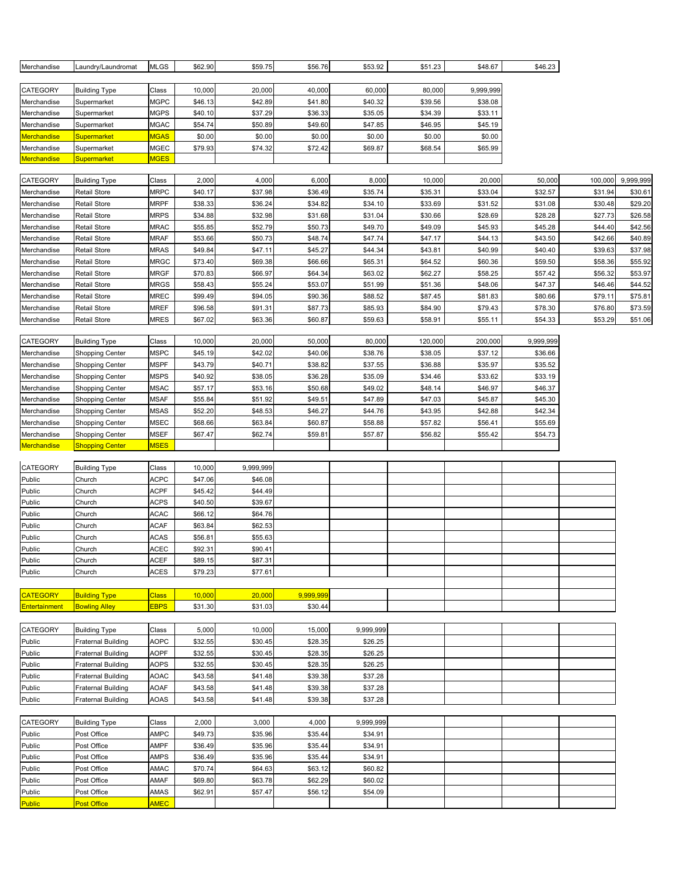| Merchandise | Laundry/Laundromat | MLGS | $62.90 | $59.75 | $56.76 | $53.92 | $51.23 | $48.67 | $46.23 |
|---|---|---|---|---|---|---|---|---|---|

| CATEGORY | Building Type | Class | 10,000 | 20,000 | 40,000 | 60,000 | 80,000 | 9,999,999 |
|---|---|---|---|---|---|---|---|---|
| Merchandise | Supermarket | MGPC | $46.13 | $42.89 | $41.80 | $40.32 | $39.56 | $38.08 |
| Merchandise | Supermarket | MGPS | $40.10 | $37.29 | $36.33 | $35.05 | $34.39 | $33.11 |
| Merchandise | Supermarket | MGAC | $54.74 | $50.89 | $49.60 | $47.85 | $46.95 | $45.19 |
| Merchandise | Supermarket | MGAS | $0.00 | $0.00 | $0.00 | $0.00 | $0.00 | $0.00 |
| Merchandise | Supermarket | MGEC | $79.93 | $74.32 | $72.42 | $69.87 | $68.54 | $65.99 |
| Merchandise | Supermarket | MGES | | | | | | |

| CATEGORY | Building Type | Class | 2,000 | 4,000 | 6,000 | 8,000 | 10,000 | 20,000 | 50,000 | 100,000 | 9,999,999 |
|---|---|---|---|---|---|---|---|---|---|---|---|
| Merchandise | Retail Store | MRPC | $40.17 | $37.98 | $36.49 | $35.74 | $35.31 | $33.04 | $32.57 | $31.94 | $30.61 |
| Merchandise | Retail Store | MRPF | $38.33 | $36.24 | $34.82 | $34.10 | $33.69 | $31.52 | $31.08 | $30.48 | $29.20 |
| Merchandise | Retail Store | MRPS | $34.88 | $32.98 | $31.68 | $31.04 | $30.66 | $28.69 | $28.28 | $27.73 | $26.58 |
| Merchandise | Retail Store | MRAC | $55.85 | $52.79 | $50.73 | $49.70 | $49.09 | $45.93 | $45.28 | $44.40 | $42.56 |
| Merchandise | Retail Store | MRAF | $53.66 | $50.73 | $48.74 | $47.74 | $47.17 | $44.13 | $43.50 | $42.66 | $40.89 |
| Merchandise | Retail Store | MRAS | $49.84 | $47.11 | $45.27 | $44.34 | $43.81 | $40.99 | $40.40 | $39.63 | $37.98 |
| Merchandise | Retail Store | MRGC | $73.40 | $69.38 | $66.66 | $65.31 | $64.52 | $60.36 | $59.50 | $58.36 | $55.92 |
| Merchandise | Retail Store | MRGF | $70.83 | $66.97 | $64.34 | $63.02 | $62.27 | $58.25 | $57.42 | $56.32 | $53.97 |
| Merchandise | Retail Store | MRGS | $58.43 | $55.24 | $53.07 | $51.99 | $51.36 | $48.06 | $47.37 | $46.46 | $44.52 |
| Merchandise | Retail Store | MREC | $99.49 | $94.05 | $90.36 | $88.52 | $87.45 | $81.83 | $80.66 | $79.11 | $75.81 |
| Merchandise | Retail Store | MREF | $96.58 | $91.31 | $87.73 | $85.93 | $84.90 | $79.43 | $78.30 | $76.80 | $73.59 |
| Merchandise | Retail Store | MRES | $67.02 | $63.36 | $60.87 | $59.63 | $58.91 | $55.11 | $54.33 | $53.29 | $51.06 |

| CATEGORY | Building Type | Class | 10,000 | 20,000 | 50,000 | 80,000 | 120,000 | 200,000 | 9,999,999 |
|---|---|---|---|---|---|---|---|---|---|
| Merchandise | Shopping Center | MSPC | $45.19 | $42.02 | $40.06 | $38.76 | $38.05 | $37.12 | $36.66 |
| Merchandise | Shopping Center | MSPF | $43.79 | $40.71 | $38.82 | $37.55 | $36.88 | $35.97 | $35.52 |
| Merchandise | Shopping Center | MSPS | $40.92 | $38.05 | $36.28 | $35.09 | $34.46 | $33.62 | $33.19 |
| Merchandise | Shopping Center | MSAC | $57.17 | $53.16 | $50.68 | $49.02 | $48.14 | $46.97 | $46.37 |
| Merchandise | Shopping Center | MSAF | $55.84 | $51.92 | $49.51 | $47.89 | $47.03 | $45.87 | $45.30 |
| Merchandise | Shopping Center | MSAS | $52.20 | $48.53 | $46.27 | $44.76 | $43.95 | $42.88 | $42.34 |
| Merchandise | Shopping Center | MSEC | $68.66 | $63.84 | $60.87 | $58.88 | $57.82 | $56.41 | $55.69 |
| Merchandise | Shopping Center | MSEF | $67.47 | $62.74 | $59.81 | $57.87 | $56.82 | $55.42 | $54.73 |
| Merchandise | Shopping Center | MSES | | | | | | | |

| CATEGORY | Building Type | Class | 10,000 | 9,999,999 |
|---|---|---|---|---|
| Public | Church | ACPC | $47.06 | $46.08 |
| Public | Church | ACPF | $45.42 | $44.49 |
| Public | Church | ACPS | $40.50 | $39.67 |
| Public | Church | ACAC | $66.12 | $64.76 |
| Public | Church | ACAF | $63.84 | $62.53 |
| Public | Church | ACAS | $56.81 | $55.63 |
| Public | Church | ACEC | $92.31 | $90.41 |
| Public | Church | ACEF | $89.15 | $87.31 |
| Public | Church | ACES | $79.23 | $77.61 |

| CATEGORY | Building Type | Class | 10,000 | 20,000 | 9,999,999 |
|---|---|---|---|---|---|
| Entertainment | Bowling Alley | EBPS | $31.30 | $31.03 | $30.44 |

| CATEGORY | Building Type | Class | 5,000 | 10,000 | 15,000 | 9,999,999 |
|---|---|---|---|---|---|---|
| Public | Fraternal Building | AOPC | $32.55 | $30.45 | $28.35 | $26.25 |
| Public | Fraternal Building | AOPF | $32.55 | $30.45 | $28.35 | $26.25 |
| Public | Fraternal Building | AOPS | $32.55 | $30.45 | $28.35 | $26.25 |
| Public | Fraternal Building | AOAC | $43.58 | $41.48 | $39.38 | $37.28 |
| Public | Fraternal Building | AOAF | $43.58 | $41.48 | $39.38 | $37.28 |
| Public | Fraternal Building | AOAS | $43.58 | $41.48 | $39.38 | $37.28 |

| CATEGORY | Building Type | Class | 2,000 | 3,000 | 4,000 | 9,999,999 |
|---|---|---|---|---|---|---|
| Public | Post Office | AMPC | $49.73 | $35.96 | $35.44 | $34.91 |
| Public | Post Office | AMPF | $36.49 | $35.96 | $35.44 | $34.91 |
| Public | Post Office | AMPS | $36.49 | $35.96 | $35.44 | $34.91 |
| Public | Post Office | AMAC | $70.74 | $64.63 | $63.12 | $60.82 |
| Public | Post Office | AMAF | $69.80 | $63.78 | $62.29 | $60.02 |
| Public | Post Office | AMAS | $62.91 | $57.47 | $56.12 | $54.09 |
| Public | Post Office | AMEC | | | | |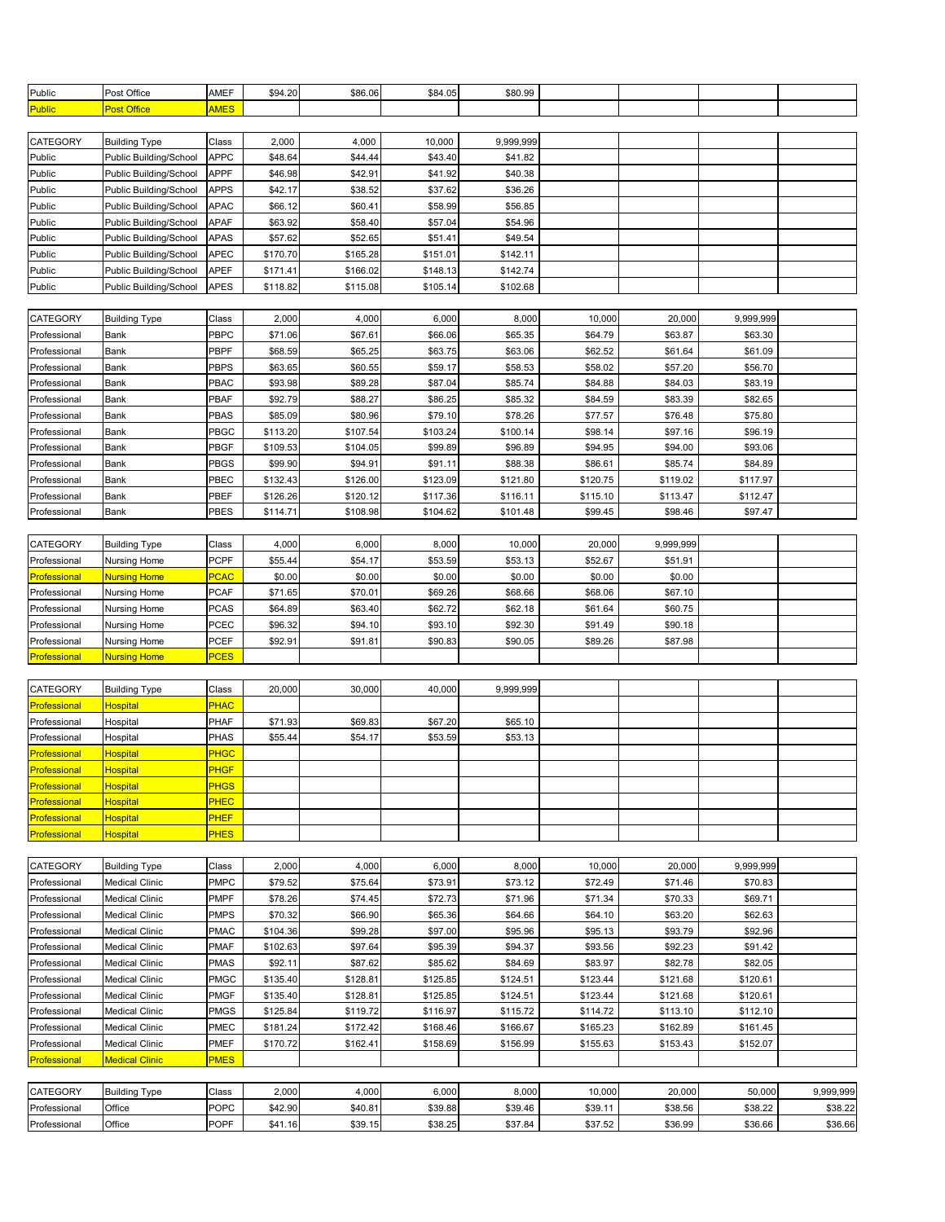| Public | Post Office | AMEF | $94.20 | $86.06 | $84.05 | $80.99 | | | | |
|---|---|---|---|---|---|---|---|---|---|---|
| Public | Post Office | AMES | | | | | | | | |

| CATEGORY | Building Type | Class | 2,000 | 4,000 | 10,000 | 9,999,999 | | | | |
|---|---|---|---|---|---|---|---|---|---|---|
| Public | Public Building/School | APPC | $48.64 | $44.44 | $43.40 | $41.82 | | | | |
| Public | Public Building/School | APPF | $46.98 | $42.91 | $41.92 | $40.38 | | | | |
| Public | Public Building/School | APPS | $42.17 | $38.52 | $37.62 | $36.26 | | | | |
| Public | Public Building/School | APAC | $66.12 | $60.41 | $58.99 | $56.85 | | | | |
| Public | Public Building/School | APAF | $63.92 | $58.40 | $57.04 | $54.96 | | | | |
| Public | Public Building/School | APAS | $57.62 | $52.65 | $51.41 | $49.54 | | | | |
| Public | Public Building/School | APEC | $170.70 | $165.28 | $151.01 | $142.11 | | | | |
| Public | Public Building/School | APEF | $171.41 | $166.02 | $148.13 | $142.74 | | | | |
| Public | Public Building/School | APES | $118.82 | $115.08 | $105.14 | $102.68 | | | | |

| CATEGORY | Building Type | Class | 2,000 | 4,000 | 6,000 | 8,000 | 10,000 | 20,000 | 9,999,999 | |
|---|---|---|---|---|---|---|---|---|---|---|
| Professional | Bank | PBPC | $71.06 | $67.61 | $66.06 | $65.35 | $64.79 | $63.87 | $63.30 | |
| Professional | Bank | PBPF | $68.59 | $65.25 | $63.75 | $63.06 | $62.52 | $61.64 | $61.09 | |
| Professional | Bank | PBPS | $63.65 | $60.55 | $59.17 | $58.53 | $58.02 | $57.20 | $56.70 | |
| Professional | Bank | PBAC | $93.98 | $89.28 | $87.04 | $85.74 | $84.88 | $84.03 | $83.19 | |
| Professional | Bank | PBAF | $92.79 | $88.27 | $86.25 | $85.32 | $84.59 | $83.39 | $82.65 | |
| Professional | Bank | PBAS | $85.09 | $80.96 | $79.10 | $78.26 | $77.57 | $76.48 | $75.80 | |
| Professional | Bank | PBGC | $113.20 | $107.54 | $103.24 | $100.14 | $98.14 | $97.16 | $96.19 | |
| Professional | Bank | PBGF | $109.53 | $104.05 | $99.89 | $96.89 | $94.95 | $94.00 | $93.06 | |
| Professional | Bank | PBGS | $99.90 | $94.91 | $91.11 | $88.38 | $86.61 | $85.74 | $84.89 | |
| Professional | Bank | PBEC | $132.43 | $126.00 | $123.09 | $121.80 | $120.75 | $119.02 | $117.97 | |
| Professional | Bank | PBEF | $126.26 | $120.12 | $117.36 | $116.11 | $115.10 | $113.47 | $112.47 | |
| Professional | Bank | PBES | $114.71 | $108.98 | $104.62 | $101.48 | $99.45 | $98.46 | $97.47 | |

| CATEGORY | Building Type | Class | 4,000 | 6,000 | 8,000 | 10,000 | 20,000 | 9,999,999 | | |
|---|---|---|---|---|---|---|---|---|---|---|
| Professional | Nursing Home | PCPF | $55.44 | $54.17 | $53.59 | $53.13 | $52.67 | $51.91 | | |
| Professional | Nursing Home | PCAC | $0.00 | $0.00 | $0.00 | $0.00 | $0.00 | $0.00 | | |
| Professional | Nursing Home | PCAF | $71.65 | $70.01 | $69.26 | $68.66 | $68.06 | $67.10 | | |
| Professional | Nursing Home | PCAS | $64.89 | $63.40 | $62.72 | $62.18 | $61.64 | $60.75 | | |
| Professional | Nursing Home | PCEC | $96.32 | $94.10 | $93.10 | $92.30 | $91.49 | $90.18 | | |
| Professional | Nursing Home | PCEF | $92.91 | $91.81 | $90.83 | $90.05 | $89.26 | $87.98 | | |
| Professional | Nursing Home | PCES | | | | | | | | |

| CATEGORY | Building Type | Class | 20,000 | 30,000 | 40,000 | 9,999,999 | | | | |
|---|---|---|---|---|---|---|---|---|---|---|
| Professional | Hospital | PHAC | | | | | | | | |
| Professional | Hospital | PHAF | $71.93 | $69.83 | $67.20 | $65.10 | | | | |
| Professional | Hospital | PHAS | $55.44 | $54.17 | $53.59 | $53.13 | | | | |
| Professional | Hospital | PHGC | | | | | | | | |
| Professional | Hospital | PHGF | | | | | | | | |
| Professional | Hospital | PHGS | | | | | | | | |
| Professional | Hospital | PHEC | | | | | | | | |
| Professional | Hospital | PHEF | | | | | | | | |
| Professional | Hospital | PHES | | | | | | | | |

| CATEGORY | Building Type | Class | 2,000 | 4,000 | 6,000 | 8,000 | 10,000 | 20,000 | 9,999,999 | |
|---|---|---|---|---|---|---|---|---|---|---|
| Professional | Medical Clinic | PMPC | $79.52 | $75.64 | $73.91 | $73.12 | $72.49 | $71.46 | $70.83 | |
| Professional | Medical Clinic | PMPF | $78.26 | $74.45 | $72.73 | $71.96 | $71.34 | $70.33 | $69.71 | |
| Professional | Medical Clinic | PMPS | $70.32 | $66.90 | $65.36 | $64.66 | $64.10 | $63.20 | $62.63 | |
| Professional | Medical Clinic | PMAC | $104.36 | $99.28 | $97.00 | $95.96 | $95.13 | $93.79 | $92.96 | |
| Professional | Medical Clinic | PMAF | $102.63 | $97.64 | $95.39 | $94.37 | $93.56 | $92.23 | $91.42 | |
| Professional | Medical Clinic | PMAS | $92.11 | $87.62 | $85.62 | $84.69 | $83.97 | $82.78 | $82.05 | |
| Professional | Medical Clinic | PMGC | $135.40 | $128.81 | $125.85 | $124.51 | $123.44 | $121.68 | $120.61 | |
| Professional | Medical Clinic | PMGF | $135.40 | $128.81 | $125.85 | $124.51 | $123.44 | $121.68 | $120.61 | |
| Professional | Medical Clinic | PMGS | $125.84 | $119.72 | $116.97 | $115.72 | $114.72 | $113.10 | $112.10 | |
| Professional | Medical Clinic | PMEC | $181.24 | $172.42 | $168.46 | $166.67 | $165.23 | $162.89 | $161.45 | |
| Professional | Medical Clinic | PMEF | $170.72 | $162.41 | $158.69 | $156.99 | $155.63 | $153.43 | $152.07 | |
| Professional | Medical Clinic | PMES | | | | | | | | |

| CATEGORY | Building Type | Class | 2,000 | 4,000 | 6,000 | 8,000 | 10,000 | 20,000 | 50,000 | 9,999,999 |
|---|---|---|---|---|---|---|---|---|---|---|
| Professional | Office | POPC | $42.90 | $40.81 | $39.88 | $39.46 | $39.11 | $38.56 | $38.22 | $38.22 |
| Professional | Office | POPF | $41.16 | $39.15 | $38.25 | $37.84 | $37.52 | $36.99 | $36.66 | $36.66 |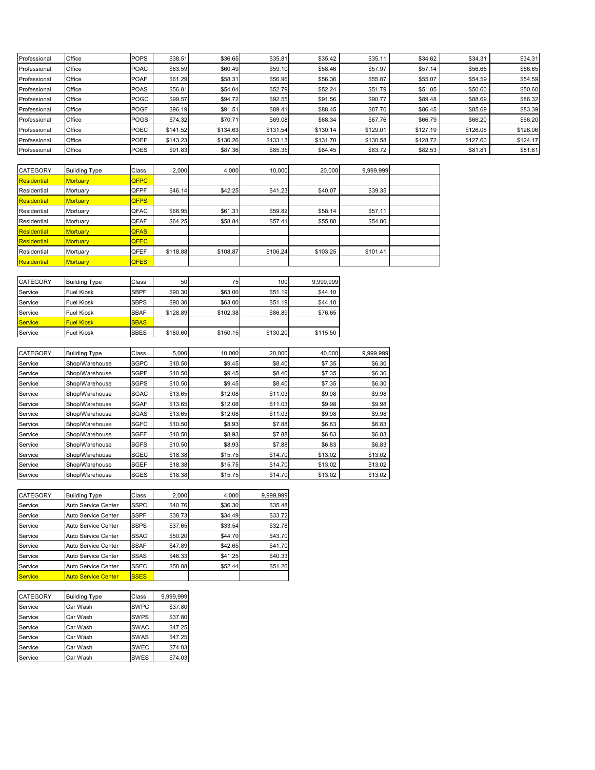| | | | | | | | | | | |
|---|---|---|---|---|---|---|---|---|---|---|
| Professional | Office | POPS | $38.51 | $36.65 | $35.81 | $35.42 | $35.11 | $34.62 | $34.31 | $34.31 |
| Professional | Office | POAC | $63.59 | $60.49 | $59.10 | $58.46 | $57.97 | $57.14 | $56.65 | $56.65 |
| Professional | Office | POAF | $61.29 | $58.31 | $56.96 | $56.36 | $55.87 | $55.07 | $54.59 | $54.59 |
| Professional | Office | POAS | $56.81 | $54.04 | $52.79 | $52.24 | $51.79 | $51.05 | $50.60 | $50.60 |
| Professional | Office | POGC | $99.57 | $94.72 | $92.55 | $91.56 | $90.77 | $89.48 | $88.69 | $86.32 |
| Professional | Office | POGF | $96.19 | $91.51 | $89.41 | $88.45 | $87.70 | $86.45 | $85.69 | $83.39 |
| Professional | Office | POGS | $74.32 | $70.71 | $69.08 | $68.34 | $67.76 | $66.79 | $66.20 | $66.20 |
| Professional | Office | POEC | $141.52 | $134.63 | $131.54 | $130.14 | $129.01 | $127.19 | $126.06 | $126.06 |
| Professional | Office | POEF | $143.23 | $136.26 | $133.13 | $131.70 | $130.58 | $128.72 | $127.60 | $124.17 |
| Professional | Office | POES | $91.83 | $87.36 | $85.35 | $84.45 | $83.72 | $82.53 | $81.81 | $81.81 |

| CATEGORY | Building Type | Class | 2,000 | 4,000 | 10,000 | 20,000 | 9,999,999 | |
|---|---|---|---|---|---|---|---|---|
| Residential | Mortuary | QFPC | | | | | | |
| Residential | Mortuary | QFPF | $46.14 | $42.25 | $41.23 | $40.07 | $39.35 | |
| Residential | Mortuary | QFPS | | | | | | |
| Residential | Mortuary | QFAC | $66.95 | $61.31 | $59.82 | $58.14 | $57.11 | |
| Residential | Mortuary | QFAF | $64.25 | $58.84 | $57.41 | $55.80 | $54.80 | |
| Residential | Mortuary | QFAS | | | | | | |
| Residential | Mortuary | QFEC | | | | | | |
| Residential | Mortuary | QFEF | $118.88 | $108.87 | $106.24 | $103.25 | $101.41 | |
| Residential | Mortuary | QFES | | | | | | |

| CATEGORY | Building Type | Class | 50 | 75 | 100 | 9,999,999 |
|---|---|---|---|---|---|---|
| Service | Fuel Kiosk | SBPF | $90.30 | $63.00 | $51.19 | $44.10 |
| Service | Fuel Kiosk | SBPS | $90.30 | $63.00 | $51.19 | $44.10 |
| Service | Fuel Kiosk | SBAF | $128.89 | $102.38 | $86.89 | $76.65 |
| Service | Fuel Kiosk | SBAS | | | | |
| Service | Fuel Kiosk | SBES | $180.60 | $150.15 | $130.20 | $115.50 |

| CATEGORY | Building Type | Class | 5,000 | 10,000 | 20,000 | 40,000 | 9,999,999 |
|---|---|---|---|---|---|---|---|
| Service | Shop/Warehouse | SGPC | $10.50 | $9.45 | $8.40 | $7.35 | $6.30 |
| Service | Shop/Warehouse | SGPF | $10.50 | $9.45 | $8.40 | $7.35 | $6.30 |
| Service | Shop/Warehouse | SGPS | $10.50 | $9.45 | $8.40 | $7.35 | $6.30 |
| Service | Shop/Warehouse | SGAC | $13.65 | $12.08 | $11.03 | $9.98 | $9.98 |
| Service | Shop/Warehouse | SGAF | $13.65 | $12.08 | $11.03 | $9.98 | $9.98 |
| Service | Shop/Warehouse | SGAS | $13.65 | $12.08 | $11.03 | $9.98 | $9.98 |
| Service | Shop/Warehouse | SGFC | $10.50 | $8.93 | $7.88 | $6.83 | $6.83 |
| Service | Shop/Warehouse | SGFF | $10.50 | $8.93 | $7.88 | $6.83 | $6.83 |
| Service | Shop/Warehouse | SGFS | $10.50 | $8.93 | $7.88 | $6.83 | $6.83 |
| Service | Shop/Warehouse | SGEC | $18.38 | $15.75 | $14.70 | $13.02 | $13.02 |
| Service | Shop/Warehouse | SGEF | $18.38 | $15.75 | $14.70 | $13.02 | $13.02 |
| Service | Shop/Warehouse | SGES | $18.38 | $15.75 | $14.70 | $13.02 | $13.02 |

| CATEGORY | Building Type | Class | 2,000 | 4,000 | 9,999,999 |
|---|---|---|---|---|---|
| Service | Auto Service Center | SSPC | $40.76 | $36.30 | $35.48 |
| Service | Auto Service Center | SSPF | $38.73 | $34.49 | $33.72 |
| Service | Auto Service Center | SSPS | $37.65 | $33.54 | $32.78 |
| Service | Auto Service Center | SSAC | $50.20 | $44.70 | $43.70 |
| Service | Auto Service Center | SSAF | $47.89 | $42.65 | $41.70 |
| Service | Auto Service Center | SSAS | $46.33 | $41.25 | $40.33 |
| Service | Auto Service Center | SSEC | $58.88 | $52.44 | $51.26 |
| Service | Auto Service Center | SSES | | | |

| CATEGORY | Building Type | Class | 9,999,999 |
|---|---|---|---|
| Service | Car Wash | SWPC | $37.80 |
| Service | Car Wash | SWPS | $37.80 |
| Service | Car Wash | SWAC | $47.25 |
| Service | Car Wash | SWAS | $47.25 |
| Service | Car Wash | SWEC | $74.03 |
| Service | Car Wash | SWES | $74.03 |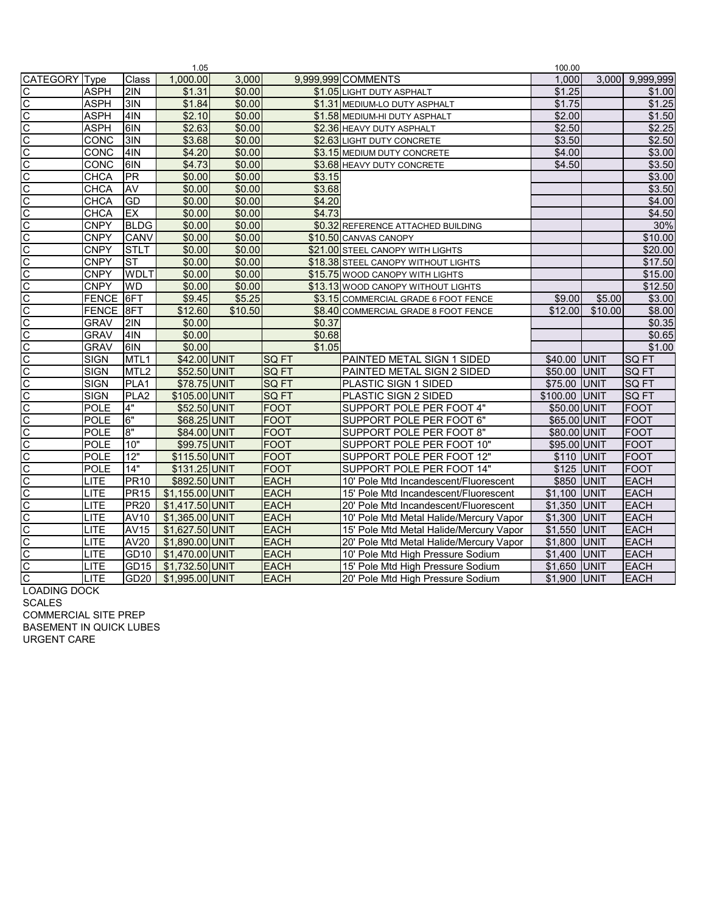| | | | 1.05 | | | | 100.00 | | |
|---|---|---|---|---|---|---|---|---|---|
| CATEGORY | Type | Class | 1,000.00 | 3,000 | 9,999,999 | COMMENTS | 1,000 | 3,000 | 9,999,999 |
| C | ASPH | 2IN | $1.31 | $0.00 | $1.05 | LIGHT DUTY ASPHALT | $1.25 | | $1.00 |
| C | ASPH | 3IN | $1.84 | $0.00 | $1.31 | MEDIUM-LO DUTY ASPHALT | $1.75 | | $1.25 |
| C | ASPH | 4IN | $2.10 | $0.00 | $1.58 | MEDIUM-HI DUTY ASPHALT | $2.00 | | $1.50 |
| C | ASPH | 6IN | $2.63 | $0.00 | $2.36 | HEAVY DUTY ASPHALT | $2.50 | | $2.25 |
| C | CONC | 3IN | $3.68 | $0.00 | $2.63 | LIGHT DUTY CONCRETE | $3.50 | | $2.50 |
| C | CONC | 4IN | $4.20 | $0.00 | $3.15 | MEDIUM DUTY CONCRETE | $4.00 | | $3.00 |
| C | CONC | 6IN | $4.73 | $0.00 | $3.68 | HEAVY DUTY CONCRETE | $4.50 | | $3.50 |
| C | CHCA | PR | $0.00 | $0.00 | $3.15 | | | | $3.00 |
| C | CHCA | AV | $0.00 | $0.00 | $3.68 | | | | $3.50 |
| C | CHCA | GD | $0.00 | $0.00 | $4.20 | | | | $4.00 |
| C | CHCA | EX | $0.00 | $0.00 | $4.73 | | | | $4.50 |
| C | CNPY | BLDG | $0.00 | $0.00 | $0.32 | REFERENCE ATTACHED BUILDING | | | 30% |
| C | CNPY | CANV | $0.00 | $0.00 | $10.50 | CANVAS CANOPY | | | $10.00 |
| C | CNPY | STLT | $0.00 | $0.00 | $21.00 | STEEL CANOPY WITH LIGHTS | | | $20.00 |
| C | CNPY | ST | $0.00 | $0.00 | $18.38 | STEEL CANOPY WITHOUT LIGHTS | | | $17.50 |
| C | CNPY | WDLT | $0.00 | $0.00 | $15.75 | WOOD CANOPY WITH LIGHTS | | | $15.00 |
| C | CNPY | WD | $0.00 | $0.00 | $13.13 | WOOD CANOPY WITHOUT LIGHTS | | | $12.50 |
| C | FENCE | 6FT | $9.45 | $5.25 | $3.15 | COMMERCIAL GRADE 6 FOOT FENCE | $9.00 | $5.00 | $3.00 |
| C | FENCE | 8FT | $12.60 | $10.50 | $8.40 | COMMERCIAL GRADE 8 FOOT FENCE | $12.00 | $10.00 | $8.00 |
| C | GRAV | 2IN | $0.00 | | $0.37 | | | | $0.35 |
| C | GRAV | 4IN | $0.00 | | $0.68 | | | | $0.65 |
| C | GRAV | 6IN | $0.00 | | $1.05 | | | | $1.00 |
| C | SIGN | MTL1 | $42.00 | UNIT | SQ FT | PAINTED METAL SIGN 1 SIDED | $40.00 | UNIT | SQ FT |
| C | SIGN | MTL2 | $52.50 | UNIT | SQ FT | PAINTED METAL SIGN 2 SIDED | $50.00 | UNIT | SQ FT |
| C | SIGN | PLA1 | $78.75 | UNIT | SQ FT | PLASTIC SIGN 1 SIDED | $75.00 | UNIT | SQ FT |
| C | SIGN | PLA2 | $105.00 | UNIT | SQ FT | PLASTIC SIGN 2 SIDED | $100.00 | UNIT | SQ FT |
| C | POLE | 4" | $52.50 | UNIT | FOOT | SUPPORT POLE PER FOOT 4" | $50.00 | UNIT | FOOT |
| C | POLE | 6" | $68.25 | UNIT | FOOT | SUPPORT POLE PER FOOT 6" | $65.00 | UNIT | FOOT |
| C | POLE | 8" | $84.00 | UNIT | FOOT | SUPPORT POLE PER FOOT 8" | $80.00 | UNIT | FOOT |
| C | POLE | 10" | $99.75 | UNIT | FOOT | SUPPORT POLE PER FOOT 10" | $95.00 | UNIT | FOOT |
| C | POLE | 12" | $115.50 | UNIT | FOOT | SUPPORT POLE PER FOOT 12" | $110 | UNIT | FOOT |
| C | POLE | 14" | $131.25 | UNIT | FOOT | SUPPORT POLE PER FOOT 14" | $125 | UNIT | FOOT |
| C | LITE | PR10 | $892.50 | UNIT | EACH | 10' Pole Mtd Incandescent/Fluorescent | $850 | UNIT | EACH |
| C | LITE | PR15 | $1,155.00 | UNIT | EACH | 15' Pole Mtd Incandescent/Fluorescent | $1,100 | UNIT | EACH |
| C | LITE | PR20 | $1,417.50 | UNIT | EACH | 20' Pole Mtd Incandescent/Fluorescent | $1,350 | UNIT | EACH |
| C | LITE | AV10 | $1,365.00 | UNIT | EACH | 10' Pole Mtd Metal Halide/Mercury Vapor | $1,300 | UNIT | EACH |
| C | LITE | AV15 | $1,627.50 | UNIT | EACH | 15' Pole Mtd Metal Halide/Mercury Vapor | $1,550 | UNIT | EACH |
| C | LITE | AV20 | $1,890.00 | UNIT | EACH | 20' Pole Mtd Metal Halide/Mercury Vapor | $1,800 | UNIT | EACH |
| C | LITE | GD10 | $1,470.00 | UNIT | EACH | 10' Pole Mtd High Pressure Sodium | $1,400 | UNIT | EACH |
| C | LITE | GD15 | $1,732.50 | UNIT | EACH | 15' Pole Mtd High Pressure Sodium | $1,650 | UNIT | EACH |
| C | LITE | GD20 | $1,995.00 | UNIT | EACH | 20' Pole Mtd High Pressure Sodium | $1,900 | UNIT | EACH |

LOADING DOCK
SCALES
COMMERCIAL SITE PREP
BASEMENT IN QUICK LUBES
URGENT CARE